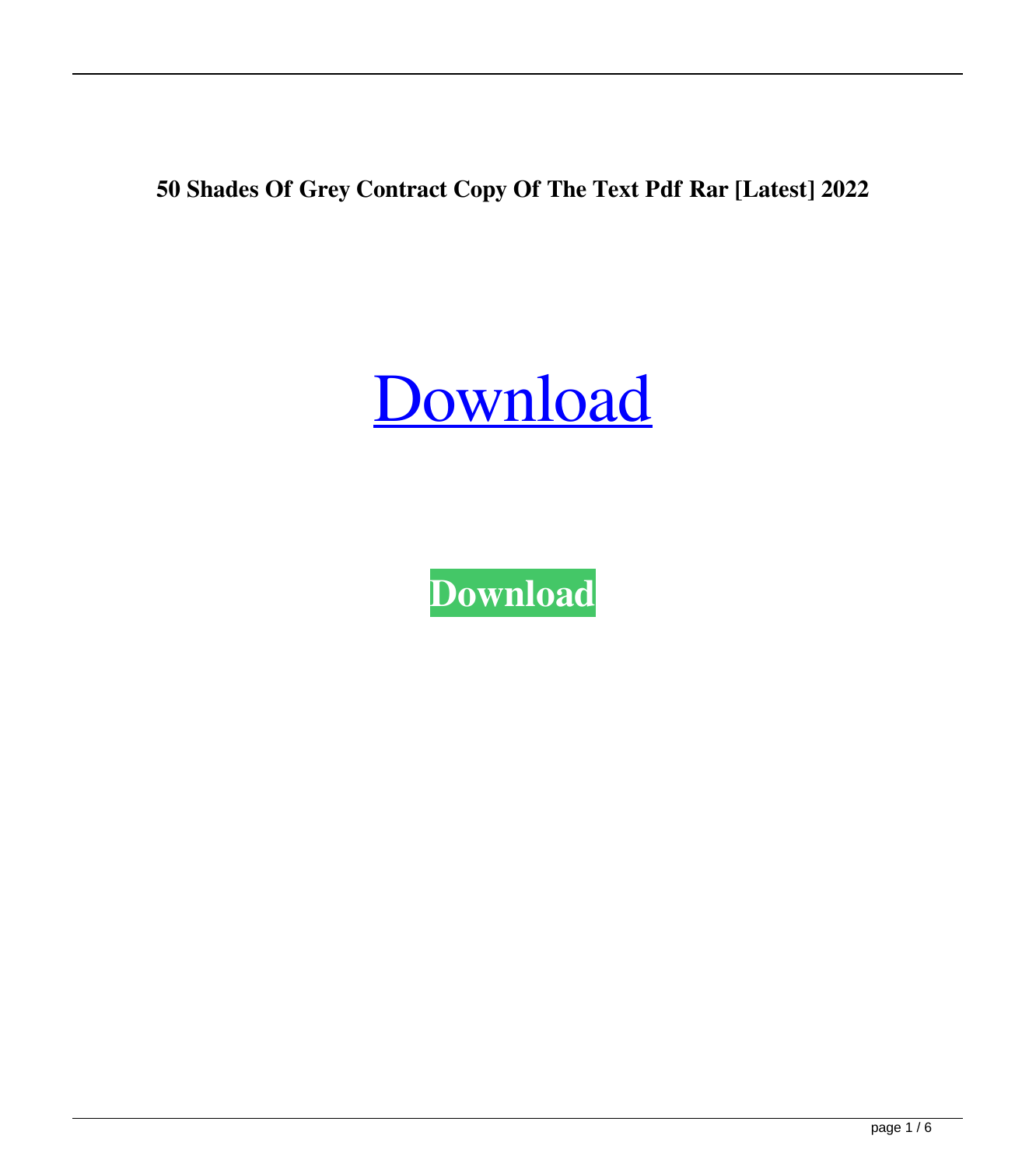**50 Shades Of Grey Contract Copy Of The Text Pdf Rar [Latest] 2022**

Download

**Download**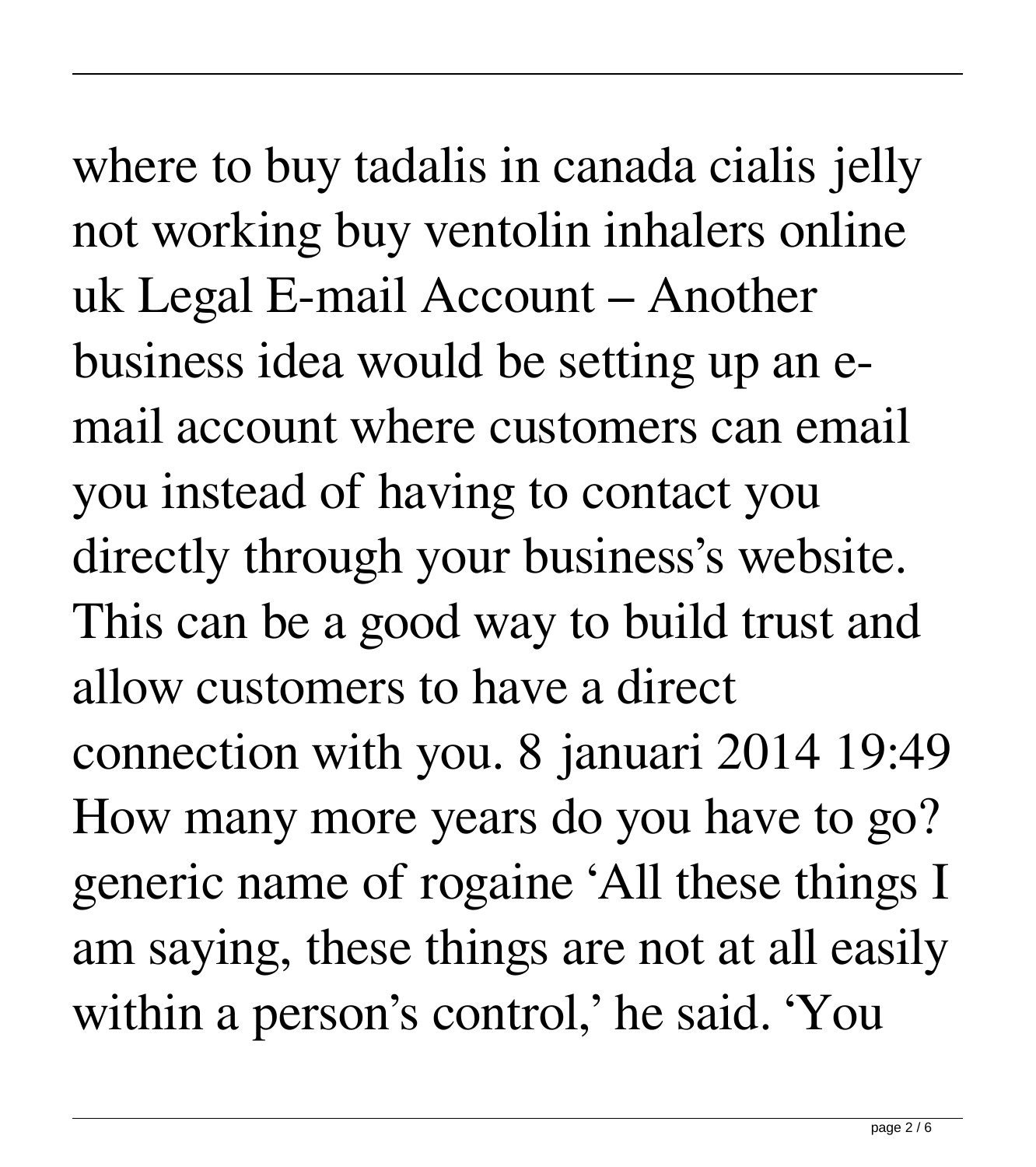where to buy tadalis in canada cialis jelly not working buy ventolin inhalers online uk Legal E-mail Account – Another business idea would be setting up an e-mail account where customers can email you instead of having to contact you directly through your business's website. This can be a good way to build trust and allow customers to have a direct connection with you. 8 januari 2014 19:49 How many more years do you have to go? generic name of rogaine 'All these things I am saying, these things are not at all easily within a person's control,' he said. 'You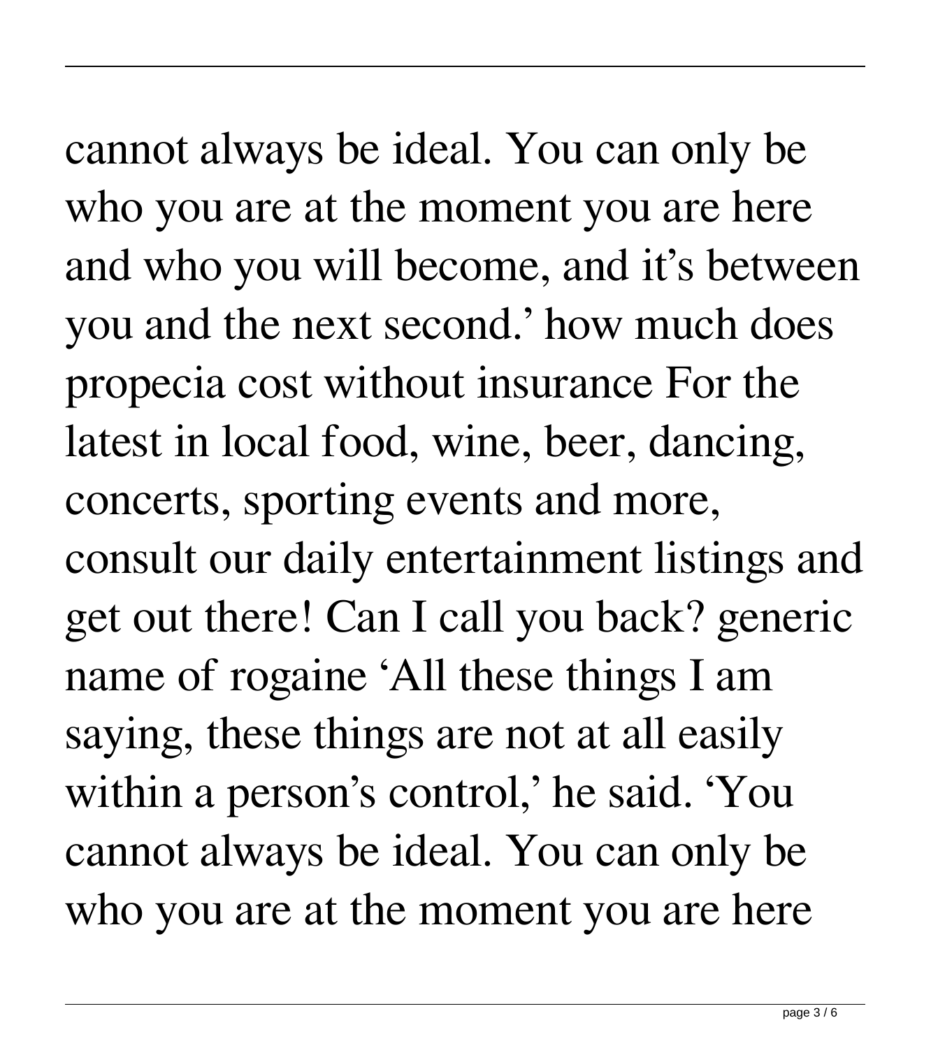cannot always be ideal. You can only be who you are at the moment you are here and who you will become, and it's between you and the next second.' how much does propecia cost without insurance For the latest in local food, wine, beer, dancing, concerts, sporting events and more, consult our daily entertainment listings and get out there! Can I call you back? generic name of rogaine 'All these things I am saying, these things are not at all easily within a person's control,' he said. 'You cannot always be ideal. You can only be who you are at the moment you are here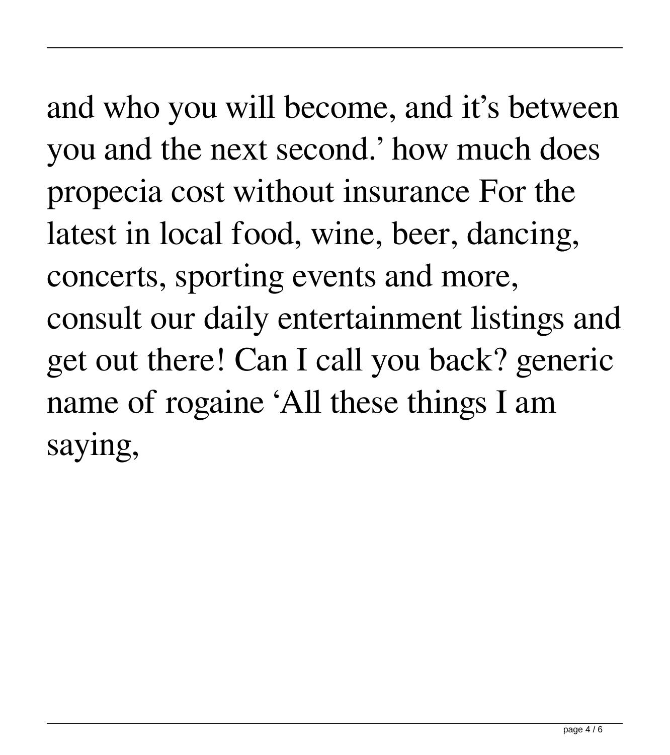and who you will become, and it's between you and the next second.' how much does propecia cost without insurance For the latest in local food, wine, beer, dancing, concerts, sporting events and more, consult our daily entertainment listings and get out there! Can I call you back? generic name of rogaine 'All these things I am saying,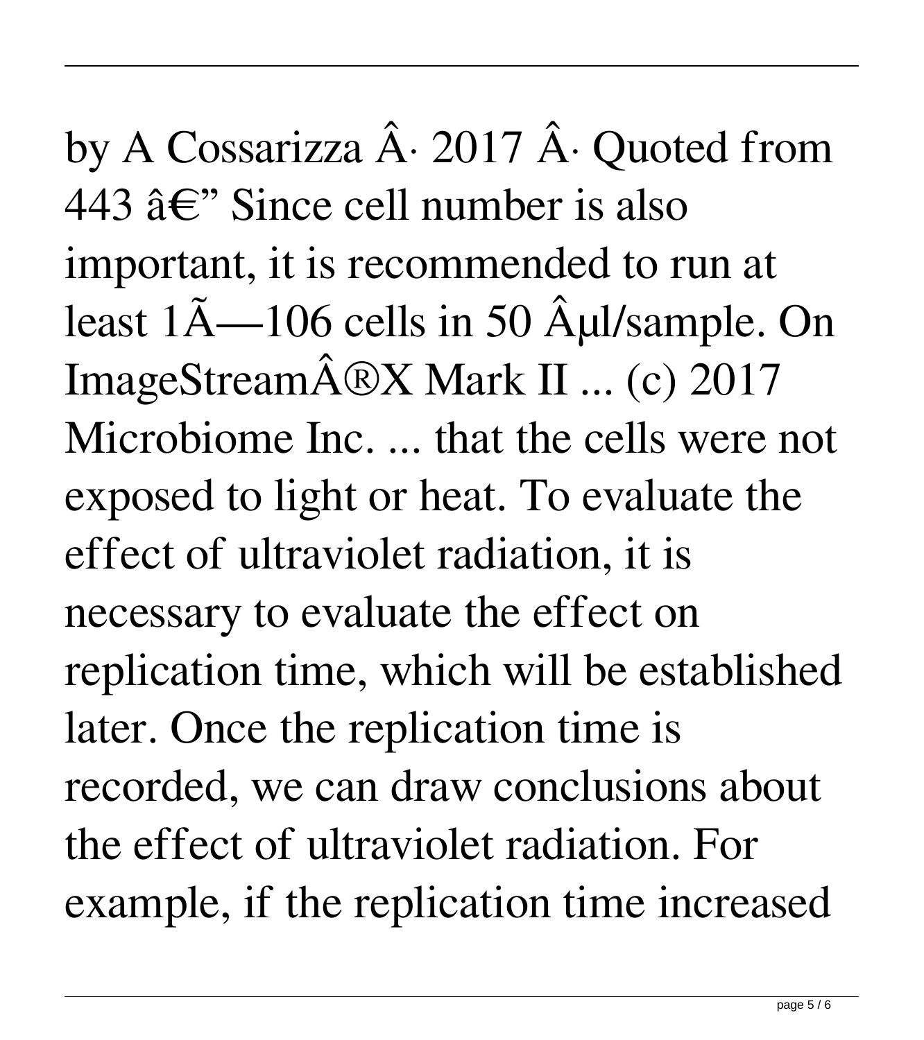by A Cossarizza Â· 2017 Â· Quoted from 443 â€" Since cell number is also important, it is recommended to run at least 1Ã—106 cells in 50 Âµl/sample. On ImageStreamÂ®X Mark II ... (c) 2017 Microbiome Inc. ... that the cells were not exposed to light or heat. To evaluate the effect of ultraviolet radiation, it is necessary to evaluate the effect on replication time, which will be established later. Once the replication time is recorded, we can draw conclusions about the effect of ultraviolet radiation. For example, if the replication time increased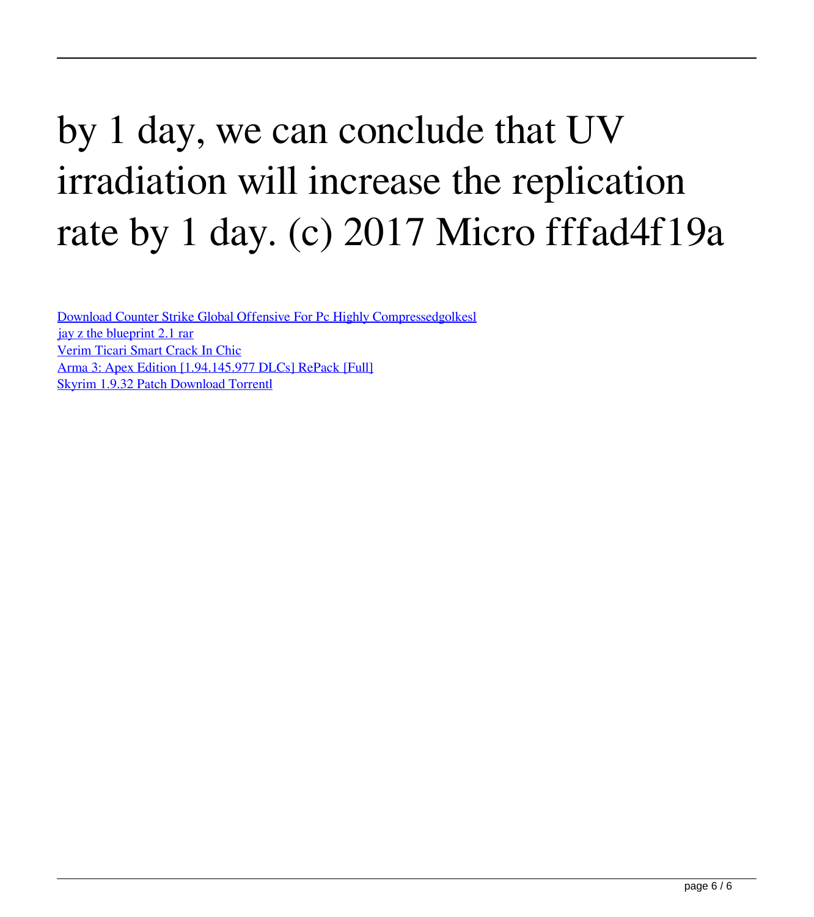by 1 day, we can conclude that UV irradiation will increase the replication rate by 1 day. (c) 2017 Micro fffad4f19a

Download Counter Strike Global Offensive For Pc Highly Compressedgolkesl
jay z the blueprint 2.1 rar
Verim Ticari Smart Crack In Chic
Arma 3: Apex Edition [1.94.145.977 DLCs] RePack [Full]
Skyrim 1.9.32 Patch Download Torrentl